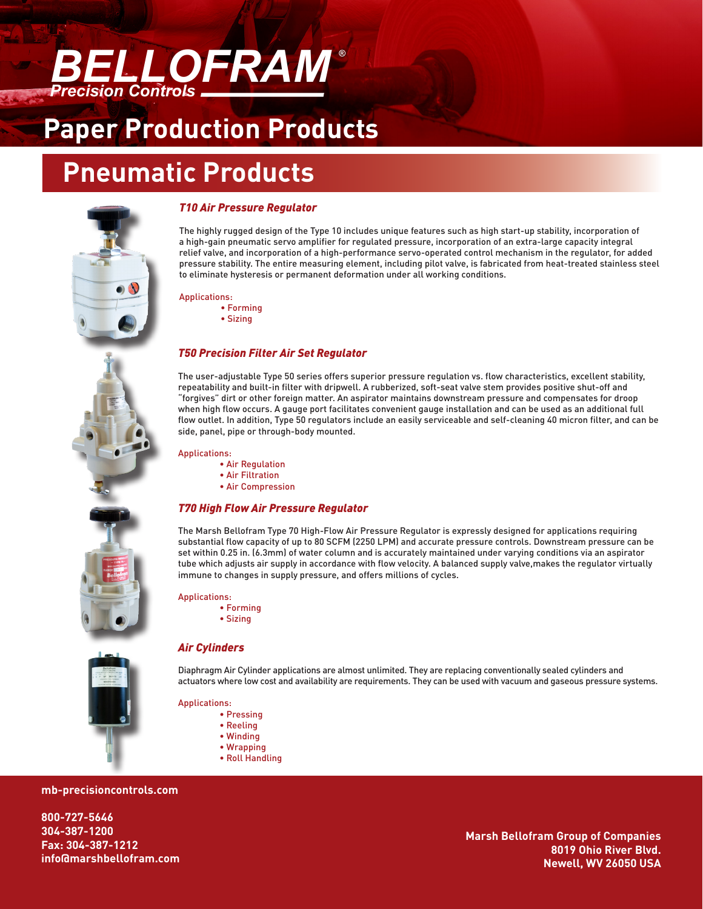# BELLOFRAM®

Precision Controls

# Paper Production Products

## Pneumatic Products

### *T10 Air Pressure Regulator*

The highly rugged design of the Type 10 includes unique features such as high start-up stability, incorporation of a high-gain pneumatic servo amplifier for regulated pressure, incorporation of an extra-large capacity integral relief valve, and incorporation of a high-performance servo-operated control mechanism in the regulator, for added pressure stability. The entire measuring element, including pilot valve, is fabricated from heat-treated stainless steel to eliminate hysteresis or permanent deformation under all working conditions.

Applications:

- Forming
- Sizing

### *T50 Precision Filter Air Set Regulator*

The user-adjustable Type 50 series offers superior pressure regulation vs. flow characteristics, excellent stability, repeatability and built-in filter with dripwell. A rubberized, soft-seat valve stem provides positive shut-off and "forgives" dirt or other foreign matter. An aspirator maintains downstream pressure and compensates for droop when high flow occurs. A gauge port facilitates convenient gauge installation and can be used as an additional full flow outlet. In addition, Type 50 regulators include an easily serviceable and self-cleaning 40 micron filter, and can be side, panel, pipe or through-body mounted.

Applications:

- Air Regulation
- Air Filtration
- Air Compression

### *T70 High Flow Air Pressure Regulator*

The Marsh Bellofram Type 70 High-Flow Air Pressure Regulator is expressly designed for applications requiring substantial flow capacity of up to 80 SCFM (2250 LPM) and accurate pressure controls. Downstream pressure can be set within 0.25 in. (6.3mm) of water column and is accurately maintained under varying conditions via an aspirator tube which adjusts air supply in accordance with flow velocity. A balanced supply valve,makes the regulator virtually immune to changes in supply pressure, and offers millions of cycles.

Applications:

- Forming
- Sizing

### *Air Cylinders*

Diaphragm Air Cylinder applications are almost unlimited. They are replacing conventionally sealed cylinders and actuators where low cost and availability are requirements. They can be used with vacuum and gaseous pressure systems.

Applications:

- Pressing
- Reeling
- Winding
- Wrapping
- Roll Handling

**mb-precisioncontrols.com**

**800-727-5646**
**304-387-1200**
**Fax: 304-387-1212**
**info@marshbellofram.com**

**Marsh Bellofram Group of Companies**
**8019 Ohio River Blvd.**
**Newell, WV 26050 USA**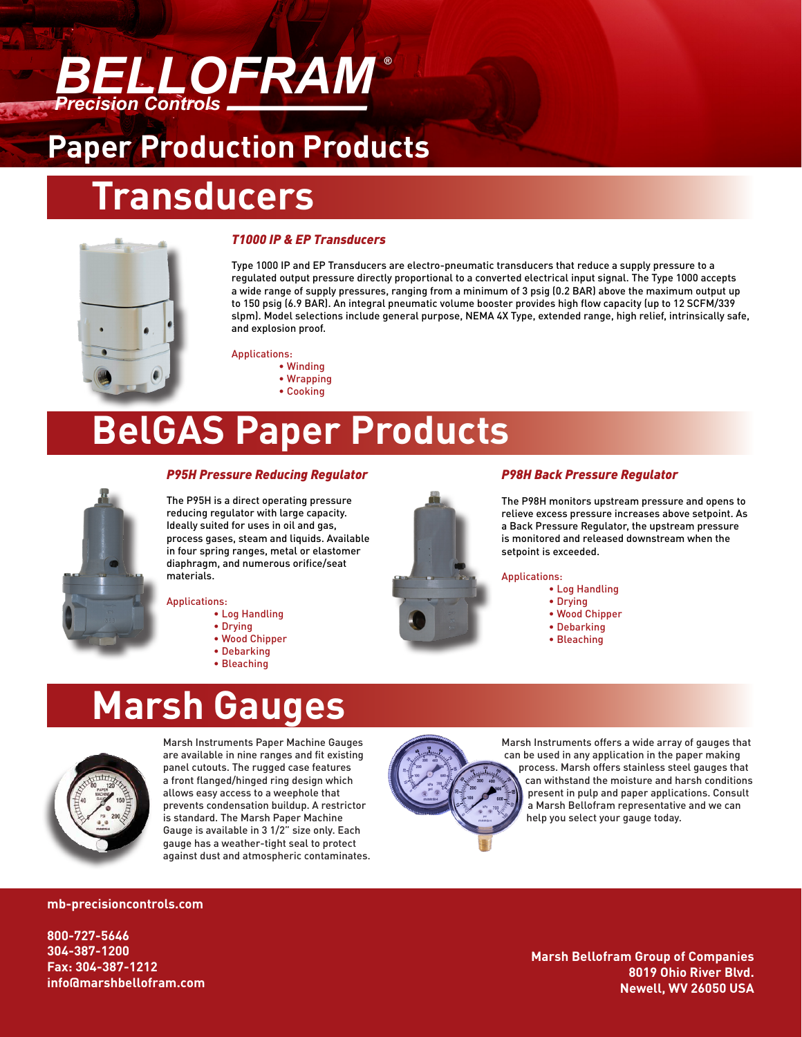# BELLOFRAM®

Precision Controls

# Paper Production Products

## Transducers

### *T1000 IP & EP Transducers*

Type 1000 IP and EP Transducers are electro-pneumatic transducers that reduce a supply pressure to a regulated output pressure directly proportional to a converted electrical input signal. The Type 1000 accepts a wide range of supply pressures, ranging from a minimum of 3 psig (0.2 BAR) above the maximum output up to 150 psig (6.9 BAR). An integral pneumatic volume booster provides high flow capacity (up to 12 SCFM/339 slpm). Model selections include general purpose, NEMA 4X Type, extended range, high relief, intrinsically safe, and explosion proof.

Applications:

- Winding
- Wrapping
- Cooking

## BelGAS Paper Products

### *P95H Pressure Reducing Regulator*

The P95H is a direct operating pressure reducing regulator with large capacity. Ideally suited for uses in oil and gas, process gases, steam and liquids. Available in four spring ranges, metal or elastomer diaphragm, and numerous orifice/seat materials.

Applications:

- Log Handling
- Drying
- Wood Chipper
- Debarking
- Bleaching

### *P98H Back Pressure Regulator*

The P98H monitors upstream pressure and opens to relieve excess pressure increases above setpoint. As a Back Pressure Regulator, the upstream pressure is monitored and released downstream when the setpoint is exceeded.

Applications:

- Log Handling
- Drying
- Wood Chipper
- Debarking
- Bleaching

## Marsh Gauges

Marsh Instruments Paper Machine Gauges are available in nine ranges and fit existing panel cutouts. The rugged case features a front flanged/hinged ring design which allows easy access to a weephole that prevents condensation buildup. A restrictor is standard. The Marsh Paper Machine Gauge is available in 3 1/2" size only. Each gauge has a weather-tight seal to protect against dust and atmospheric contaminates.

Marsh Instruments offers a wide array of gauges that can be used in any application in the paper making process. Marsh offers stainless steel gauges that can withstand the moisture and harsh conditions present in pulp and paper applications. Consult a Marsh Bellofram representative and we can help you select your gauge today.

**mb-precisioncontrols.com**

**800-727-5646**
**304-387-1200**
**Fax: 304-387-1212**
**info@marshbellofram.com**

**Marsh Bellofram Group of Companies**
**8019 Ohio River Blvd.**
**Newell, WV 26050 USA**